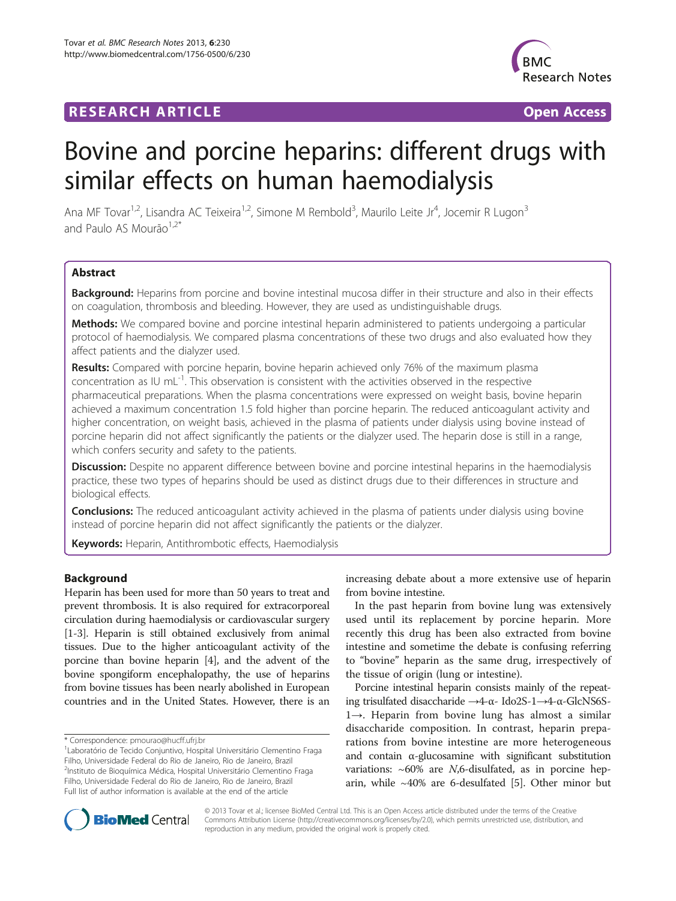**RESEARCH ARTICLE** **Open Access**

# Bovine and porcine heparins: different drugs with similar effects on human haemodialysis

Ana MF Tovar[1,2], Lisandra AC Teixeira[1,2], Simone M Rembold[3], Maurilo Leite Jr[4], Jocemir R Lugon[3] and Paulo AS Mourão[1,2*]

## Abstract

**Background:** Heparins from porcine and bovine intestinal mucosa differ in their structure and also in their effects on coagulation, thrombosis and bleeding. However, they are used as undistinguishable drugs.

**Methods:** We compared bovine and porcine intestinal heparin administered to patients undergoing a particular protocol of haemodialysis. We compared plasma concentrations of these two drugs and also evaluated how they affect patients and the dialyzer used.

**Results:** Compared with porcine heparin, bovine heparin achieved only 76% of the maximum plasma concentration as IU mL$^{-1}$. This observation is consistent with the activities observed in the respective pharmaceutical preparations. When the plasma concentrations were expressed on weight basis, bovine heparin achieved a maximum concentration 1.5 fold higher than porcine heparin. The reduced anticoagulant activity and higher concentration, on weight basis, achieved in the plasma of patients under dialysis using bovine instead of porcine heparin did not affect significantly the patients or the dialyzer used. The heparin dose is still in a range, which confers security and safety to the patients.

**Discussion:** Despite no apparent difference between bovine and porcine intestinal heparins in the haemodialysis practice, these two types of heparins should be used as distinct drugs due to their differences in structure and biological effects.

**Conclusions:** The reduced anticoagulant activity achieved in the plasma of patients under dialysis using bovine instead of porcine heparin did not affect significantly the patients or the dialyzer.

**Keywords:** Heparin, Antithrombotic effects, Haemodialysis

## Background

Heparin has been used for more than 50 years to treat and prevent thrombosis. It is also required for extracorporeal circulation during haemodialysis or cardiovascular surgery [1-3]. Heparin is still obtained exclusively from animal tissues. Due to the higher anticoagulant activity of the porcine than bovine heparin [4], and the advent of the bovine spongiform encephalopathy, the use of heparins from bovine tissues has been nearly abolished in European countries and in the United States. However, there is an increasing debate about a more extensive use of heparin from bovine intestine.

In the past heparin from bovine lung was extensively used until its replacement by porcine heparin. More recently this drug has been also extracted from bovine intestine and sometime the debate is confusing referring to "bovine" heparin as the same drug, irrespectively of the tissue of origin (lung or intestine).

Porcine intestinal heparin consists mainly of the repeating trisulfated disaccharide →4-α- Ido2S-1→4-α-GlcNS6S-1→. Heparin from bovine lung has almost a similar disaccharide composition. In contrast, heparin preparations from bovine intestine are more heterogeneous and contain α-glucosamine with significant substitution variations: ~60% are *N*,6-disulfated, as in porcine heparin, while ~40% are 6-desulfated [5]. Other minor but

\* Correspondence: pmourao@hucff.ufrj.br
[1]Laboratório de Tecido Conjuntivo, Hospital Universitário Clementino Fraga Filho, Universidade Federal do Rio de Janeiro, Rio de Janeiro, Brazil
[2]Instituto de Bioquímica Médica, Hospital Universitário Clementino Fraga Filho, Universidade Federal do Rio de Janeiro, Rio de Janeiro, Brazil
Full list of author information is available at the end of the article

© 2013 Tovar et al.; licensee BioMed Central Ltd. This is an Open Access article distributed under the terms of the Creative Commons Attribution License (http://creativecommons.org/licenses/by/2.0), which permits unrestricted use, distribution, and reproduction in any medium, provided the original work is properly cited.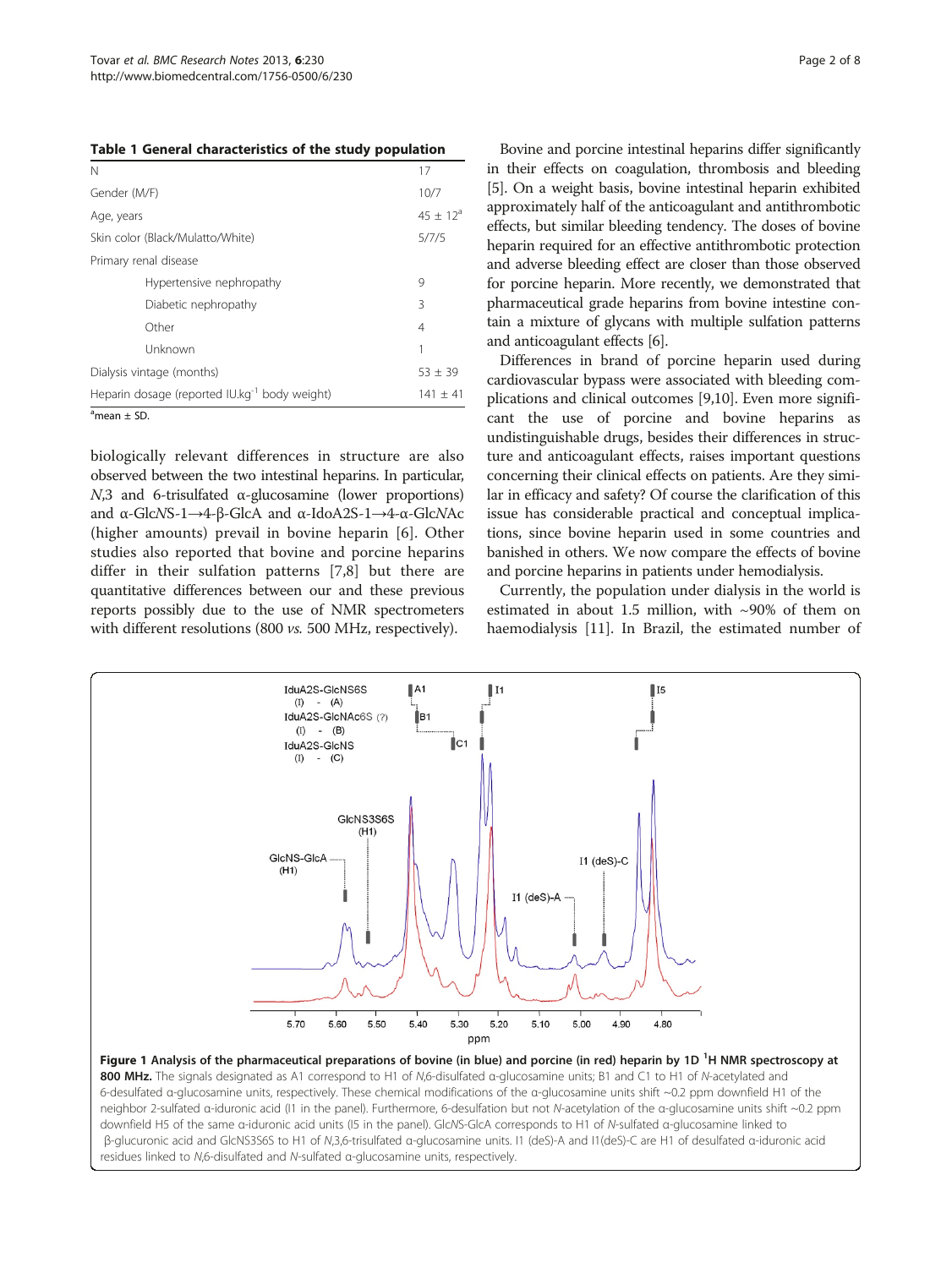**Table 1 General characteristics of the study population**

| | |
|---|---|
| N | 17 |
| Gender (M/F) | 10/7 |
| Age, years | 45 ± 12[a] |
| Skin color (Black/Mulatto/White) | 5/7/5 |
| Primary renal disease | |
| Hypertensive nephropathy | 9 |
| Diabetic nephropathy | 3 |
| Other | 4 |
| Unknown | 1 |
| Dialysis vintage (months) | 53 ± 39 |
| Heparin dosage (reported IU.kg$^{-1}$ body weight) | 141 ± 41 |

[a]mean ± SD.

biologically relevant differences in structure are also observed between the two intestinal heparins. In particular, *N*,3 and 6-trisulfated α-glucosamine (lower proportions) and α-Glc*N*S-1→4-β-GlcA and α-IdoA2S-1→4-α-Glc*N*Ac (higher amounts) prevail in bovine heparin [6]. Other studies also reported that bovine and porcine heparins differ in their sulfation patterns [7,8] but there are quantitative differences between our and these previous reports possibly due to the use of NMR spectrometers with different resolutions (800 *vs.* 500 MHz, respectively).

Bovine and porcine intestinal heparins differ significantly in their effects on coagulation, thrombosis and bleeding [5]. On a weight basis, bovine intestinal heparin exhibited approximately half of the anticoagulant and antithrombotic effects, but similar bleeding tendency. The doses of bovine heparin required for an effective antithrombotic protection and adverse bleeding effect are closer than those observed for porcine heparin. More recently, we demonstrated that pharmaceutical grade heparins from bovine intestine contain a mixture of glycans with multiple sulfation patterns and anticoagulant effects [6].

Differences in brand of porcine heparin used during cardiovascular bypass were associated with bleeding complications and clinical outcomes [9,10]. Even more significant the use of porcine and bovine heparins as undistinguishable drugs, besides their differences in structure and anticoagulant effects, raises important questions concerning their clinical effects on patients. Are they similar in efficacy and safety? Of course the clarification of this issue has considerable practical and conceptual implications, since bovine heparin used in some countries and banished in others. We now compare the effects of bovine and porcine heparins in patients under hemodialysis.

Currently, the population under dialysis in the world is estimated in about 1.5 million, with ~90% of them on haemodialysis [11]. In Brazil, the estimated number of

**Figure 1 Analysis of the pharmaceutical preparations of bovine (in blue) and porcine (in red) heparin by 1D $^{1}$H NMR spectroscopy at 800 MHz.** The signals designated as A1 correspond to H1 of *N*,6-disulfated α-glucosamine units; B1 and C1 to H1 of *N*-acetylated and 6-desulfated α-glucosamine units, respectively. These chemical modifications of the α-glucosamine units shift ~0.2 ppm downfield H1 of the neighbor 2-sulfated α-iduronic acid (I1 in the panel). Furthermore, 6-desulfation but not *N*-acetylation of the α-glucosamine units shift ~0.2 ppm downfield H5 of the same α-iduronic acid units (I5 in the panel). Glc*N*S-GlcA corresponds to H1 of *N*-sulfated α-glucosamine linked to β-glucuronic acid and GlcNS3S6S to H1 of *N*,3,6-trisulfated α-glucosamine units. I1 (deS)-A and I1(deS)-C are H1 of desulfated α-iduronic acid residues linked to *N*,6-disulfated and *N*-sulfated α-glucosamine units, respectively.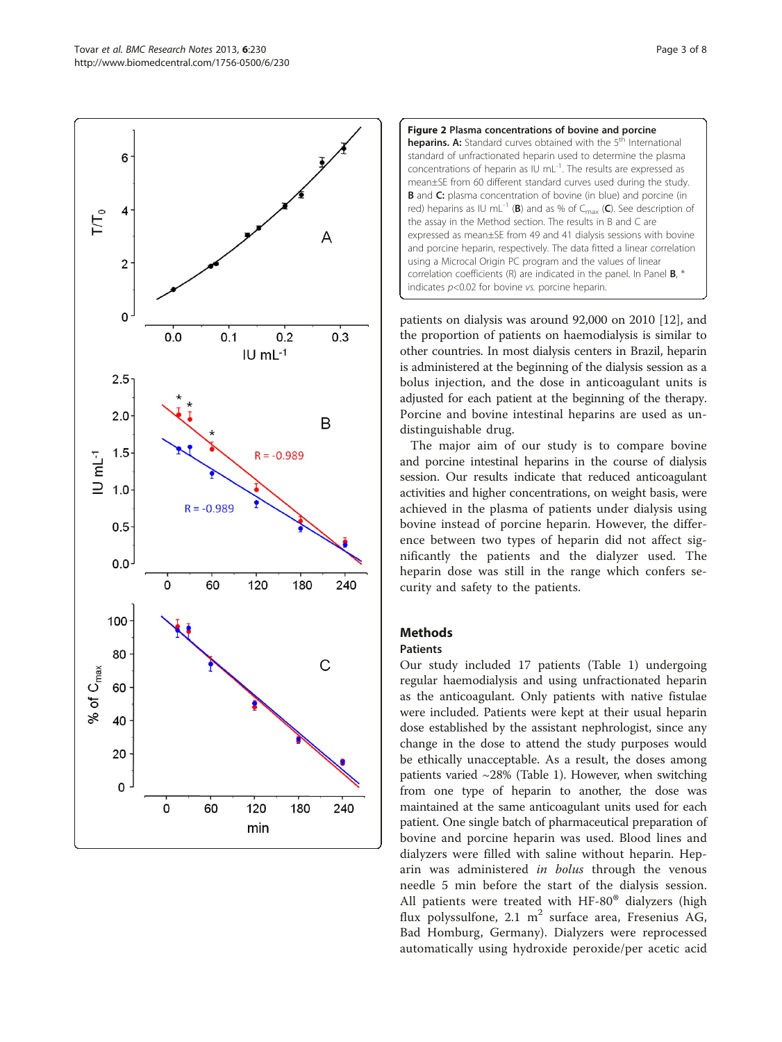**Figure 2 Plasma concentrations of bovine and porcine heparins. A:** Standard curves obtained with the 5th International standard of unfractionated heparin used to determine the plasma concentrations of heparin as IU $mL^{-1}$. The results are expressed as mean±SE from 60 different standard curves used during the study. **B** and **C:** plasma concentration of bovine (in blue) and porcine (in red) heparins as IU $mL^{-1}$ (**B**) and as % of $C_{max}$ (**C**). See description of the assay in the Method section. The results in B and C are expressed as mean±SE from 49 and 41 dialysis sessions with bovine and porcine heparin, respectively. The data fitted a linear correlation using a Microcal Origin PC program and the values of linear correlation coefficients (R) are indicated in the panel. In Panel **B**, * indicates $p<0.02$ for bovine *vs.* porcine heparin.

patients on dialysis was around 92,000 on 2010 [12], and the proportion of patients on haemodialysis is similar to other countries. In most dialysis centers in Brazil, heparin is administered at the beginning of the dialysis session as a bolus injection, and the dose in anticoagulant units is adjusted for each patient at the beginning of the therapy. Porcine and bovine intestinal heparins are used as undistinguishable drug.

The major aim of our study is to compare bovine and porcine intestinal heparins in the course of dialysis session. Our results indicate that reduced anticoagulant activities and higher concentrations, on weight basis, were achieved in the plasma of patients under dialysis using bovine instead of porcine heparin. However, the difference between two types of heparin did not affect significantly the patients and the dialyzer used. The heparin dose was still in the range which confers security and safety to the patients.

## Methods

### Patients

Our study included 17 patients (Table 1) undergoing regular haemodialysis and using unfractionated heparin as the anticoagulant. Only patients with native fistulae were included. Patients were kept at their usual heparin dose established by the assistant nephrologist, since any change in the dose to attend the study purposes would be ethically unacceptable. As a result, the doses among patients varied ~28% (Table 1). However, when switching from one type of heparin to another, the dose was maintained at the same anticoagulant units used for each patient. One single batch of pharmaceutical preparation of bovine and porcine heparin was used. Blood lines and dialyzers were filled with saline without heparin. Heparin was administered *in bolus* through the venous needle 5 min before the start of the dialysis session. All patients were treated with HF-80® dialyzers (high flux polyssulfone, 2.1 $m^2$ surface area, Fresenius AG, Bad Homburg, Germany). Dialyzers were reprocessed automatically using hydroxide peroxide/per acetic acid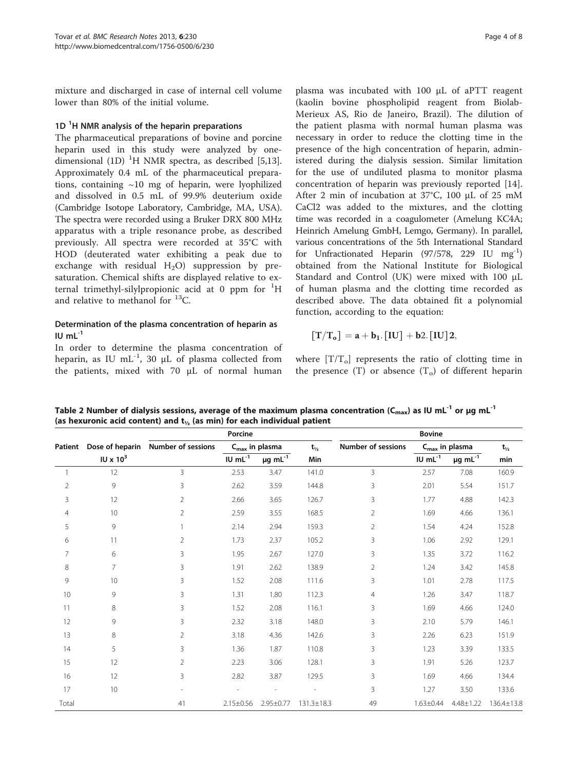mixture and discharged in case of internal cell volume lower than 80% of the initial volume.

### 1D $^1$H NMR analysis of the heparin preparations

The pharmaceutical preparations of bovine and porcine heparin used in this study were analyzed by one-dimensional (1D) $^1$H NMR spectra, as described [5,13]. Approximately 0.4 mL of the pharmaceutical preparations, containing ~10 mg of heparin, were lyophilized and dissolved in 0.5 mL of 99.9% deuterium oxide (Cambridge Isotope Laboratory, Cambridge, MA, USA). The spectra were recorded using a Bruker DRX 800 MHz apparatus with a triple resonance probe, as described previously. All spectra were recorded at 35°C with HOD (deuterated water exhibiting a peak due to exchange with residual $H_2O$) suppression by pre-saturation. Chemical shifts are displayed relative to external trimethyl-silylpropionic acid at 0 ppm for $^1$H and relative to methanol for $^{13}$C.

### Determination of the plasma concentration of heparin as IU mL$^{-1}$

In order to determine the plasma concentration of heparin, as IU mL$^{-1}$, 30 μL of plasma collected from the patients, mixed with 70 μL of normal human plasma was incubated with 100 μL of aPTT reagent (kaolin bovine phospholipid reagent from Biolab-Merieux AS, Rio de Janeiro, Brazil). The dilution of the patient plasma with normal human plasma was necessary in order to reduce the clotting time in the presence of the high concentration of heparin, administered during the dialysis session. Similar limitation for the use of undiluted plasma to monitor plasma concentration of heparin was previously reported [14]. After 2 min of incubation at 37°C, 100 μL of 25 mM CaCl2 was added to the mixtures, and the clotting time was recorded in a coagulometer (Amelung KC4A; Heinrich Amelung GmbH, Lemgo, Germany). In parallel, various concentrations of the 5th International Standard for Unfractionated Heparin (97/578, 229 IU mg$^{-1}$) obtained from the National Institute for Biological Standard and Control (UK) were mixed with 100 μL of human plasma and the clotting time recorded as described above. The data obtained fit a polynomial function, according to the equation:

$$[\mathbf{T}/\mathbf{T_o}] = \mathbf{a} + \mathbf{b_1}.[\mathbf{IU}] + \mathbf{b2}.[\mathbf{IU}]\mathbf{2},$$

where $[T/T_o]$ represents the ratio of clotting time in the presence (T) or absence ($T_o$) of different heparin

**Table 2 Number of dialysis sessions, average of the maximum plasma concentration ($C_{max}$) as IU mL$^{-1}$ or μg mL$^{-1}$ (as hexuronic acid content) and $t_{½}$ (as min) for each individual patient**

| | | Porcine | | | | Bovine | | | |
|---|---|---|---|---|---|---|---|---|---|
| Patient | Dose of heparin | Number of sessions | $C_{max}$ in plasma | | $t_{½}$ | Number of sessions | $C_{max}$ in plasma | | $t_{½}$ |
| | IU x $10^3$ | | IU mL$^{-1}$ | μg mL$^{-1}$ | Min | | IU mL$^{-1}$ | μg mL$^{-1}$ | min |
| 1 | 12 | 3 | 2.53 | 3.47 | 141.0 | 3 | 2.57 | 7.08 | 160.9 |
| 2 | 9 | 3 | 2.62 | 3.59 | 144.8 | 3 | 2.01 | 5.54 | 151.7 |
| 3 | 12 | 2 | 2.66 | 3.65 | 126.7 | 3 | 1.77 | 4.88 | 142.3 |
| 4 | 10 | 2 | 2.59 | 3.55 | 168.5 | 2 | 1.69 | 4.66 | 136.1 |
| 5 | 9 | 1 | 2.14 | 2.94 | 159.3 | 2 | 1.54 | 4.24 | 152.8 |
| 6 | 11 | 2 | 1.73 | 2.37 | 105.2 | 3 | 1.06 | 2.92 | 129.1 |
| 7 | 6 | 3 | 1.95 | 2.67 | 127.0 | 3 | 1.35 | 3.72 | 116.2 |
| 8 | 7 | 3 | 1.91 | 2.62 | 138.9 | 2 | 1.24 | 3.42 | 145.8 |
| 9 | 10 | 3 | 1.52 | 2.08 | 111.6 | 3 | 1.01 | 2.78 | 117.5 |
| 10 | 9 | 3 | 1.31 | 1.80 | 112.3 | 4 | 1.26 | 3.47 | 118.7 |
| 11 | 8 | 3 | 1.52 | 2.08 | 116.1 | 3 | 1.69 | 4.66 | 124.0 |
| 12 | 9 | 3 | 2.32 | 3.18 | 148.0 | 3 | 2.10 | 5.79 | 146.1 |
| 13 | 8 | 2 | 3.18 | 4.36 | 142.6 | 3 | 2.26 | 6.23 | 151.9 |
| 14 | 5 | 3 | 1.36 | 1.87 | 110.8 | 3 | 1.23 | 3.39 | 133.5 |
| 15 | 12 | 2 | 2.23 | 3.06 | 128.1 | 3 | 1.91 | 5.26 | 123.7 |
| 16 | 12 | 3 | 2.82 | 3.87 | 129.5 | 3 | 1.69 | 4.66 | 134.4 |
| 17 | 10 | - | - | - | - | 3 | 1.27 | 3.50 | 133.6 |
| Total | | 41 | 2.15±0.56 | 2.95±0.77 | 131.3±18.3 | 49 | 1.63±0.44 | 4.48±1.22 | 136.4±13.8 |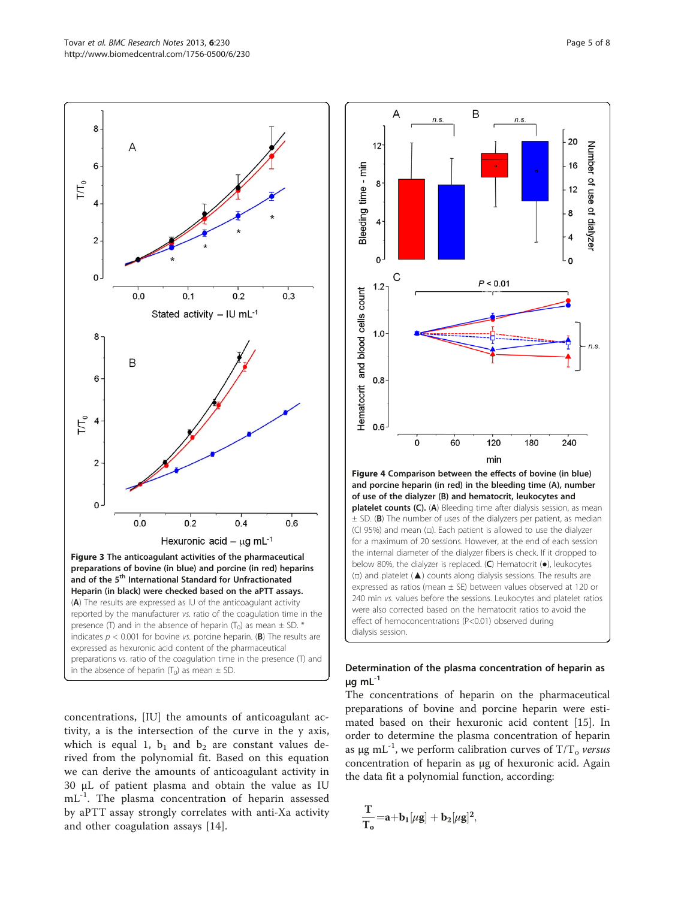**Figure 3 The anticoagulant activities of the pharmaceutical preparations of bovine (in blue) and porcine (in red) heparins and of the 5[th] International Standard for Unfractionated Heparin (in black) were checked based on the aPTT assays.** (**A**) The results are expressed as IU of the anticoagulant activity reported by the manufacturer *vs.* ratio of the coagulation time in the presence (T) and in the absence of heparin ($T_0$) as mean ± SD. * indicates $p < 0.001$ for bovine *vs.* porcine heparin. (**B**) The results are expressed as hexuronic acid content of the pharmaceutical preparations *vs.* ratio of the coagulation time in the presence (T) and in the absence of heparin ($T_0$) as mean ± SD.

concentrations, [IU] the amounts of anticoagulant activity, a is the intersection of the curve in the y axis, which is equal 1, $b_1$ and $b_2$ are constant values derived from the polynomial fit. Based on this equation we can derive the amounts of anticoagulant activity in 30 μL of patient plasma and obtain the value as IU $mL^{-1}$. The plasma concentration of heparin assessed by aPTT assay strongly correlates with anti-Xa activity and other coagulation assays [14].

**Figure 4 Comparison between the effects of bovine (in blue) and porcine heparin (in red) in the bleeding time (A), number of use of the dialyzer (B) and hematocrit, leukocytes and platelet counts (C).** (**A**) Bleeding time after dialysis session, as mean ± SD. (**B**) The number of uses of the dialyzers per patient, as median (CI 95%) and mean (□). Each patient is allowed to use the dialyzer for a maximum of 20 sessions. However, at the end of each session the internal diameter of the dialyzer fibers is check. If it dropped to below 80%, the dialyzer is replaced. (**C**) Hematocrit (●), leukocytes (□) and platelet (▲) counts along dialysis sessions. The results are expressed as ratios (mean ± SE) between values observed at 120 or 240 min *vs.* values before the sessions. Leukocytes and platelet ratios were also corrected based on the hematocrit ratios to avoid the effect of hemoconcentrations (P<0.01) observed during dialysis session.

### Determination of the plasma concentration of heparin as μg $mL^{-1}$

The concentrations of heparin on the pharmaceutical preparations of bovine and porcine heparin were estimated based on their hexuronic acid content [15]. In order to determine the plasma concentration of heparin as μg $mL^{-1}$, we perform calibration curves of $T/T_o$ *versus* concentration of heparin as μg of hexuronic acid. Again the data fit a polynomial function, according:

$$\frac{\mathbf{T}}{\mathbf{T_o}} = \mathbf{a} + \mathbf{b_1}[\mu\mathbf{g}] + \mathbf{b_2}[\mu\mathbf{g}]^2,$$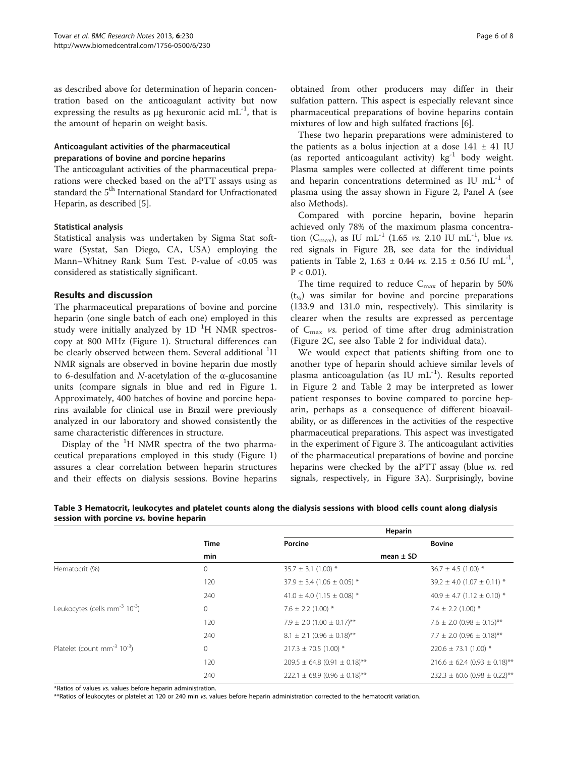as described above for determination of heparin concentration based on the anticoagulant activity but now expressing the results as μg hexuronic acid $mL^{-1}$, that is the amount of heparin on weight basis.

#### Anticoagulant activities of the pharmaceutical preparations of bovine and porcine heparins

The anticoagulant activities of the pharmaceutical preparations were checked based on the aPTT assays using as standard the 5[th] International Standard for Unfractionated Heparin, as described [5].

#### Statistical analysis

Statistical analysis was undertaken by Sigma Stat software (Systat, San Diego, CA, USA) employing the Mann–Whitney Rank Sum Test. P-value of <0.05 was considered as statistically significant.

## Results and discussion

The pharmaceutical preparations of bovine and porcine heparin (one single batch of each one) employed in this study were initially analyzed by 1D $^{1}$H NMR spectroscopy at 800 MHz (Figure 1). Structural differences can be clearly observed between them. Several additional $^{1}$H NMR signals are observed in bovine heparin due mostly to 6-desulfation and *N*-acetylation of the α-glucosamine units (compare signals in blue and red in Figure 1. Approximately, 400 batches of bovine and porcine heparins available for clinical use in Brazil were previously analyzed in our laboratory and showed consistently the same characteristic differences in structure.

Display of the $^{1}$H NMR spectra of the two pharmaceutical preparations employed in this study (Figure 1) assures a clear correlation between heparin structures and their effects on dialysis sessions. Bovine heparins obtained from other producers may differ in their sulfation pattern. This aspect is especially relevant since pharmaceutical preparations of bovine heparins contain mixtures of low and high sulfated fractions [6].

These two heparin preparations were administered to the patients as a bolus injection at a dose 141 ± 41 IU (as reported anticoagulant activity) $kg^{-1}$ body weight. Plasma samples were collected at different time points and heparin concentrations determined as IU $mL^{-1}$ of plasma using the assay shown in Figure 2, Panel A (see also Methods).

Compared with porcine heparin, bovine heparin achieved only 78% of the maximum plasma concentration ($C_{max}$), as IU $mL^{-1}$ (1.65 *vs.* 2.10 IU $mL^{-1}$, blue *vs.* red signals in Figure 2B, see data for the individual patients in Table 2, 1.63 ± 0.44 *vs.* 2.15 ± 0.56 IU $mL^{-1}$, $P < 0.01$).

The time required to reduce $C_{max}$ of heparin by 50% ($t_{½}$) was similar for bovine and porcine preparations (133.9 and 131.0 min, respectively). This similarity is clearer when the results are expressed as percentage of $C_{max}$ *vs.* period of time after drug administration (Figure 2C, see also Table 2 for individual data).

We would expect that patients shifting from one to another type of heparin should achieve similar levels of plasma anticoagulation (as IU $mL^{-1}$). Results reported in Figure 2 and Table 2 may be interpreted as lower patient responses to bovine compared to porcine heparin, perhaps as a consequence of different bioavailability, or as differences in the activities of the respective pharmaceutical preparations. This aspect was investigated in the experiment of Figure 3. The anticoagulant activities of the pharmaceutical preparations of bovine and porcine heparins were checked by the aPTT assay (blue *vs.* red signals, respectively, in Figure 3A). Surprisingly, bovine

**Table 3 Hematocrit, leukocytes and platelet counts along the dialysis sessions with blood cells count along dialysis session with porcine *vs.* bovine heparin**

| | Time | Heparin | |
|---|---|---|---|
| | | Porcine | Bovine |
| | min | mean ± SD | |
| Hematocrit (%) | 0 | 35.7 ± 3.1 (1.00) * | 36.7 ± 4.5 (1.00) * |
| | 120 | 37.9 ± 3.4 (1.06 ± 0.05) * | 39.2 ± 4.0 (1.07 ± 0.11) * |
| | 240 | 41.0 ± 4.0 (1.15 ± 0.08) * | 40.9 ± 4.7 (1.12 ± 0.10) * |
| Leukocytes (cells $mm^{-3}$ $10^{-3}$) | 0 | 7.6 ± 2.2 (1.00) * | 7.4 ± 2.2 (1.00) * |
| | 120 | 7.9 ± 2.0 (1.00 ± 0.17)** | 7.6 ± 2.0 (0.98 ± 0.15)** |
| | 240 | 8.1 ± 2.1 (0.96 ± 0.18)** | 7.7 ± 2.0 (0.96 ± 0.18)** |
| Platelet (count $mm^{-3}$ $10^{-3}$) | 0 | 217.3 ± 70.5 (1.00) * | 220.6 ± 73.1 (1.00) * |
| | 120 | 209.5 ± 64.8 (0.91 ± 0.18)** | 216.6 ± 62.4 (0.93 ± 0.18)** |
| | 240 | 222.1 ± 68.9 (0.96 ± 0.18)** | 232.3 ± 60.6 (0.98 ± 0.22)** |

*Ratios of values *vs.* values before heparin administration.
**Ratios of leukocytes or platelet at 120 or 240 min *vs.* values before heparin administration corrected to the hematocrit variation.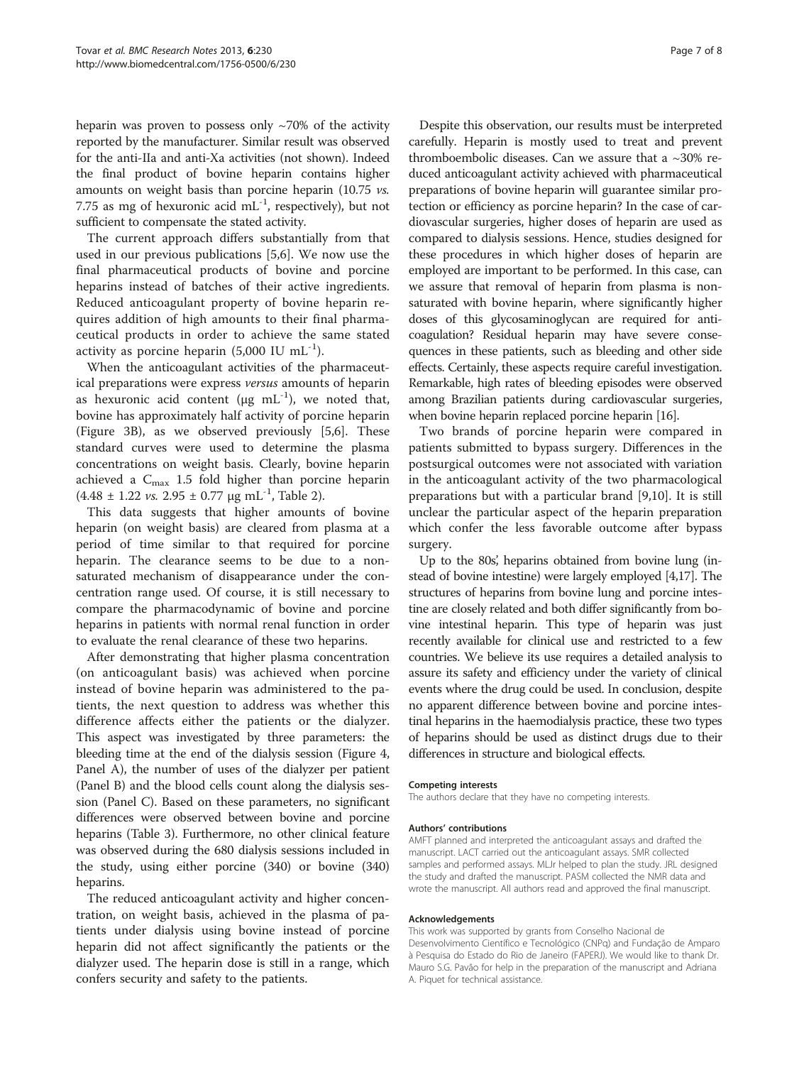heparin was proven to possess only ~70% of the activity reported by the manufacturer. Similar result was observed for the anti-IIa and anti-Xa activities (not shown). Indeed the final product of bovine heparin contains higher amounts on weight basis than porcine heparin (10.75 *vs.* 7.75 as mg of hexuronic acid $mL^{-1}$, respectively), but not sufficient to compensate the stated activity.

The current approach differs substantially from that used in our previous publications [5,6]. We now use the final pharmaceutical products of bovine and porcine heparins instead of batches of their active ingredients. Reduced anticoagulant property of bovine heparin requires addition of high amounts to their final pharmaceutical products in order to achieve the same stated activity as porcine heparin (5,000 IU $mL^{-1}$).

When the anticoagulant activities of the pharmaceutical preparations were express *versus* amounts of heparin as hexuronic acid content (μg $mL^{-1}$), we noted that, bovine has approximately half activity of porcine heparin (Figure 3B), as we observed previously [5,6]. These standard curves were used to determine the plasma concentrations on weight basis. Clearly, bovine heparin achieved a $C_{max}$ 1.5 fold higher than porcine heparin (4.48 ± 1.22 *vs.* 2.95 ± 0.77 μg $mL^{-1}$, Table 2).

This data suggests that higher amounts of bovine heparin (on weight basis) are cleared from plasma at a period of time similar to that required for porcine heparin. The clearance seems to be due to a non-saturated mechanism of disappearance under the concentration range used. Of course, it is still necessary to compare the pharmacodynamic of bovine and porcine heparins in patients with normal renal function in order to evaluate the renal clearance of these two heparins.

After demonstrating that higher plasma concentration (on anticoagulant basis) was achieved when porcine instead of bovine heparin was administered to the patients, the next question to address was whether this difference affects either the patients or the dialyzer. This aspect was investigated by three parameters: the bleeding time at the end of the dialysis session (Figure 4, Panel A), the number of uses of the dialyzer per patient (Panel B) and the blood cells count along the dialysis session (Panel C). Based on these parameters, no significant differences were observed between bovine and porcine heparins (Table 3). Furthermore, no other clinical feature was observed during the 680 dialysis sessions included in the study, using either porcine (340) or bovine (340) heparins.

The reduced anticoagulant activity and higher concentration, on weight basis, achieved in the plasma of patients under dialysis using bovine instead of porcine heparin did not affect significantly the patients or the dialyzer used. The heparin dose is still in a range, which confers security and safety to the patients.

Despite this observation, our results must be interpreted carefully. Heparin is mostly used to treat and prevent thromboembolic diseases. Can we assure that a ~30% reduced anticoagulant activity achieved with pharmaceutical preparations of bovine heparin will guarantee similar protection or efficiency as porcine heparin? In the case of cardiovascular surgeries, higher doses of heparin are used as compared to dialysis sessions. Hence, studies designed for these procedures in which higher doses of heparin are employed are important to be performed. In this case, can we assure that removal of heparin from plasma is non-saturated with bovine heparin, where significantly higher doses of this glycosaminoglycan are required for anticoagulation? Residual heparin may have severe consequences in these patients, such as bleeding and other side effects. Certainly, these aspects require careful investigation. Remarkable, high rates of bleeding episodes were observed among Brazilian patients during cardiovascular surgeries, when bovine heparin replaced porcine heparin [16].

Two brands of porcine heparin were compared in patients submitted to bypass surgery. Differences in the postsurgical outcomes were not associated with variation in the anticoagulant activity of the two pharmacological preparations but with a particular brand [9,10]. It is still unclear the particular aspect of the heparin preparation which confer the less favorable outcome after bypass surgery.

Up to the 80s', heparins obtained from bovine lung (instead of bovine intestine) were largely employed [4,17]. The structures of heparins from bovine lung and porcine intestine are closely related and both differ significantly from bovine intestinal heparin. This type of heparin was just recently available for clinical use and restricted to a few countries. We believe its use requires a detailed analysis to assure its safety and efficiency under the variety of clinical events where the drug could be used. In conclusion, despite no apparent difference between bovine and porcine intestinal heparins in the haemodialysis practice, these two types of heparins should be used as distinct drugs due to their differences in structure and biological effects.

#### Competing interests

The authors declare that they have no competing interests.

#### Authors' contributions

AMFT planned and interpreted the anticoagulant assays and drafted the manuscript. LACT carried out the anticoagulant assays. SMR collected samples and performed assays. MLJr helped to plan the study. JRL designed the study and drafted the manuscript. PASM collected the NMR data and wrote the manuscript. All authors read and approved the final manuscript.

#### Acknowledgements

This work was supported by grants from Conselho Nacional de Desenvolvimento Científico e Tecnológico (CNPq) and Fundação de Amparo à Pesquisa do Estado do Rio de Janeiro (FAPERJ). We would like to thank Dr. Mauro S.G. Pavão for help in the preparation of the manuscript and Adriana A. Piquet for technical assistance.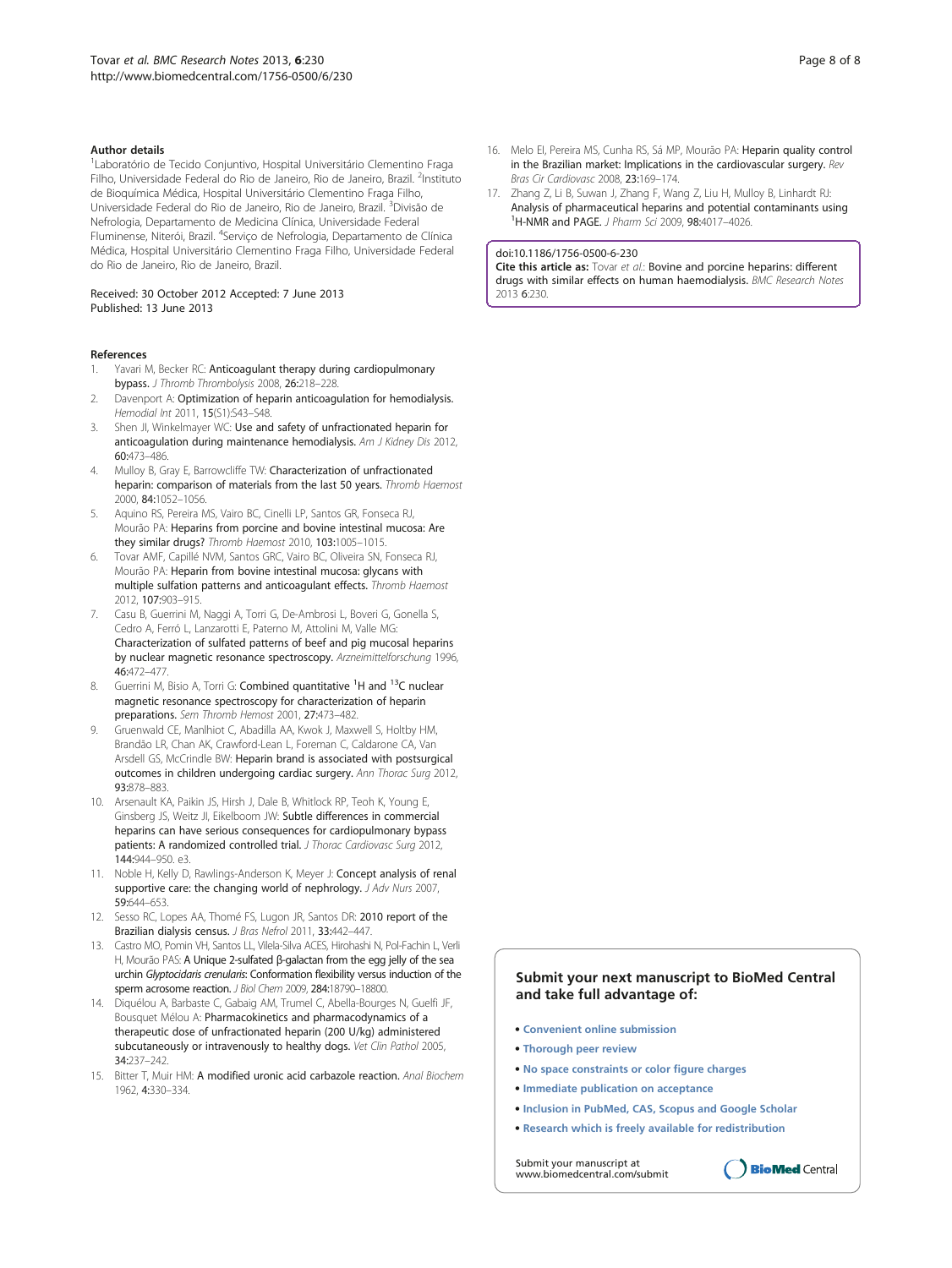### Author details

[1]Laboratório de Tecido Conjuntivo, Hospital Universitário Clementino Fraga Filho, Universidade Federal do Rio de Janeiro, Rio de Janeiro, Brazil. [2]Instituto de Bioquímica Médica, Hospital Universitário Clementino Fraga Filho, Universidade Federal do Rio de Janeiro, Rio de Janeiro, Brazil. [3]Divisão de Nefrologia, Departamento de Medicina Clínica, Universidade Federal Fluminense, Niterói, Brazil. [4]Serviço de Nefrologia, Departamento de Clínica Médica, Hospital Universitário Clementino Fraga Filho, Universidade Federal do Rio de Janeiro, Rio de Janeiro, Brazil.

Received: 30 October 2012 Accepted: 7 June 2013
Published: 13 June 2013

### References

1. Yavari M, Becker RC: **Anticoagulant therapy during cardiopulmonary bypass.** *J Thromb Thrombolysis* 2008, **26:**218–228.
2. Davenport A: **Optimization of heparin anticoagulation for hemodialysis.** *Hemodial Int* 2011, **15**(S1):S43–S48.
3. Shen JI, Winkelmayer WC: **Use and safety of unfractionated heparin for anticoagulation during maintenance hemodialysis.** *Am J Kidney Dis* 2012, **60:**473–486.
4. Mulloy B, Gray E, Barrowcliffe TW: **Characterization of unfractionated heparin: comparison of materials from the last 50 years.** *Thromb Haemost* 2000, **84:**1052–1056.
5. Aquino RS, Pereira MS, Vairo BC, Cinelli LP, Santos GR, Fonseca RJ, Mourão PA: **Heparins from porcine and bovine intestinal mucosa: Are they similar drugs?** *Thromb Haemost* 2010, **103:**1005–1015.
6. Tovar AMF, Capillé NVM, Santos GRC, Vairo BC, Oliveira SN, Fonseca RJ, Mourão PA: **Heparin from bovine intestinal mucosa: glycans with multiple sulfation patterns and anticoagulant effects.** *Thromb Haemost* 2012, **107:**903–915.
7. Casu B, Guerrini M, Naggi A, Torri G, De-Ambrosi L, Boveri G, Gonella S, Cedro A, Ferró L, Lanzarotti E, Paterno M, Attolini M, Valle MG: **Characterization of sulfated patterns of beef and pig mucosal heparins by nuclear magnetic resonance spectroscopy.** *Arzneimittelforschung* 1996, **46:**472–477.
8. Guerrini M, Bisio A, Torri G: **Combined quantitative $^1$H and $^{13}$C nuclear magnetic resonance spectroscopy for characterization of heparin preparations.** *Sem Thromb Hemost* 2001, **27:**473–482.
9. Gruenwald CE, Manlhiot C, Abadilla AA, Kwok J, Maxwell S, Holtby HM, Brandão LR, Chan AK, Crawford-Lean L, Foreman C, Caldarone CA, Van Arsdell GS, McCrindle BW: **Heparin brand is associated with postsurgical outcomes in children undergoing cardiac surgery.** *Ann Thorac Surg* 2012, **93:**878–883.
10. Arsenault KA, Paikin JS, Hirsh J, Dale B, Whitlock RP, Teoh K, Young E, Ginsberg JS, Weitz JI, Eikelboom JW: **Subtle differences in commercial heparins can have serious consequences for cardiopulmonary bypass patients: A randomized controlled trial.** *J Thorac Cardiovasc Surg* 2012, **144:**944–950. e3.
11. Noble H, Kelly D, Rawlings-Anderson K, Meyer J: **Concept analysis of renal supportive care: the changing world of nephrology.** *J Adv Nurs* 2007, **59:**644–653.
12. Sesso RC, Lopes AA, Thomé FS, Lugon JR, Santos DR: **2010 report of the Brazilian dialysis census.** *J Bras Nefrol* 2011, **33:**442–447.
13. Castro MO, Pomin VH, Santos LL, Vilela-Silva ACES, Hirohashi N, Pol-Fachin L, Verli H, Mourão PAS: **A Unique 2-sulfated β-galactan from the egg jelly of the sea urchin *Glyptocidaris crenularis*: Conformation flexibility versus induction of the sperm acrosome reaction.** *J Biol Chem* 2009, **284:**18790–18800.
14. Diquélou A, Barbaste C, Gabaig AM, Trumel C, Abella-Bourges N, Guelfi JF, Bousquet Mélou A: **Pharmacokinetics and pharmacodynamics of a therapeutic dose of unfractionated heparin (200 U/kg) administered subcutaneously or intravenously to healthy dogs.** *Vet Clin Pathol* 2005, **34:**237–242.
15. Bitter T, Muir HM: **A modified uronic acid carbazole reaction.** *Anal Biochem* 1962, **4:**330–334.
16. Melo EI, Pereira MS, Cunha RS, Sá MP, Mourão PA: **Heparin quality control in the Brazilian market: Implications in the cardiovascular surgery.** *Rev Bras Cir Cardiovasc* 2008, **23:**169–174.
17. Zhang Z, Li B, Suwan J, Zhang F, Wang Z, Liu H, Mulloy B, Linhardt RJ: **Analysis of pharmaceutical heparins and potential contaminants using $^1$H-NMR and PAGE.** *J Pharm Sci* 2009, **98:**4017–4026.

doi:10.1186/1756-0500-6-230
**Cite this article as:** Tovar *et al.*: Bovine and porcine heparins: different drugs with similar effects on human haemodialysis. *BMC Research Notes* 2013 **6**:230.

**Submit your next manuscript to BioMed Central and take full advantage of:**

- **Convenient online submission**
- **Thorough peer review**
- **No space constraints or color figure charges**
- **Immediate publication on acceptance**
- **Inclusion in PubMed, CAS, Scopus and Google Scholar**
- **Research which is freely available for redistribution**

Submit your manuscript at
www.biomedcentral.com/submit

BioMed Central